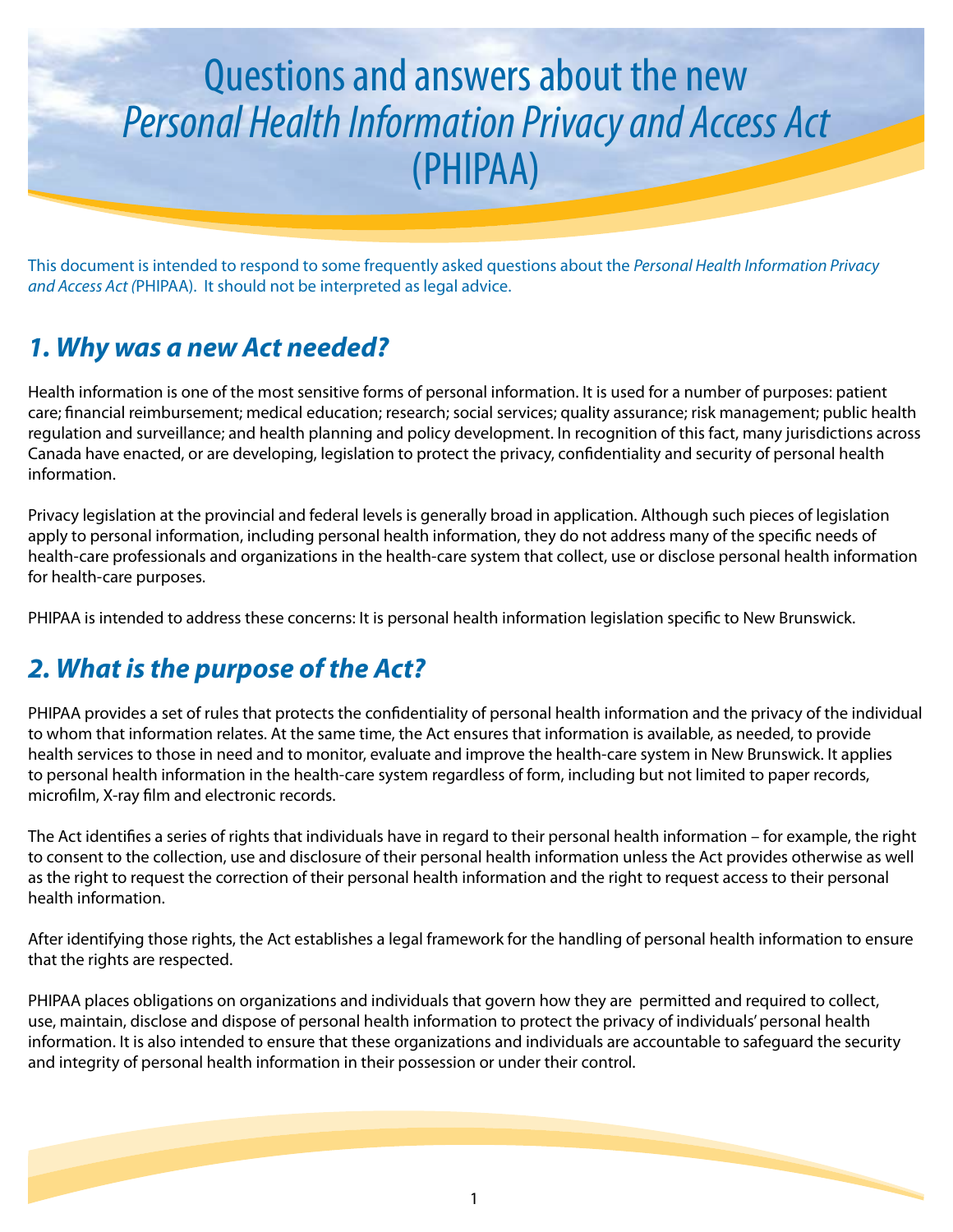# Questions and answers about the new *Personal Health Information Privacy and Access Act* (PHIPAA)

This document is intended to respond to some frequently asked questions about the *Personal Health Information Privacy and Access Act (*PHIPAA). It should not be interpreted as legal advice.

## *1. Why was a new Act needed?*

Health information is one of the most sensitive forms of personal information. It is used for a number of purposes: patient care; financial reimbursement; medical education; research; social services; quality assurance; risk management; public health regulation and surveillance; and health planning and policy development. In recognition of this fact, many jurisdictions across Canada have enacted, or are developing, legislation to protect the privacy, confidentiality and security of personal health information.

Privacy legislation at the provincial and federal levels is generally broad in application. Although such pieces of legislation apply to personal information, including personal health information, they do not address many of the specific needs of health-care professionals and organizations in the health-care system that collect, use or disclose personal health information for health-care purposes.

PHIPAA is intended to address these concerns: It is personal health information legislation specific to New Brunswick.

## *2. What is the purpose of the Act?*

PHIPAA provides a set of rules that protects the confidentiality of personal health information and the privacy of the individual to whom that information relates. At the same time, the Act ensures that information is available, as needed, to provide health services to those in need and to monitor, evaluate and improve the health-care system in New Brunswick. It applies to personal health information in the health-care system regardless of form, including but not limited to paper records, microfilm, X-ray film and electronic records.

The Act identifies a series of rights that individuals have in regard to their personal health information – for example, the right to consent to the collection, use and disclosure of their personal health information unless the Act provides otherwise as well as the right to request the correction of their personal health information and the right to request access to their personal health information.

After identifying those rights, the Act establishes a legal framework for the handling of personal health information to ensure that the rights are respected.

PHIPAA places obligations on organizations and individuals that govern how they are permitted and required to collect, use, maintain, disclose and dispose of personal health information to protect the privacy of individuals' personal health information. It is also intended to ensure that these organizations and individuals are accountable to safeguard the security and integrity of personal health information in their possession or under their control.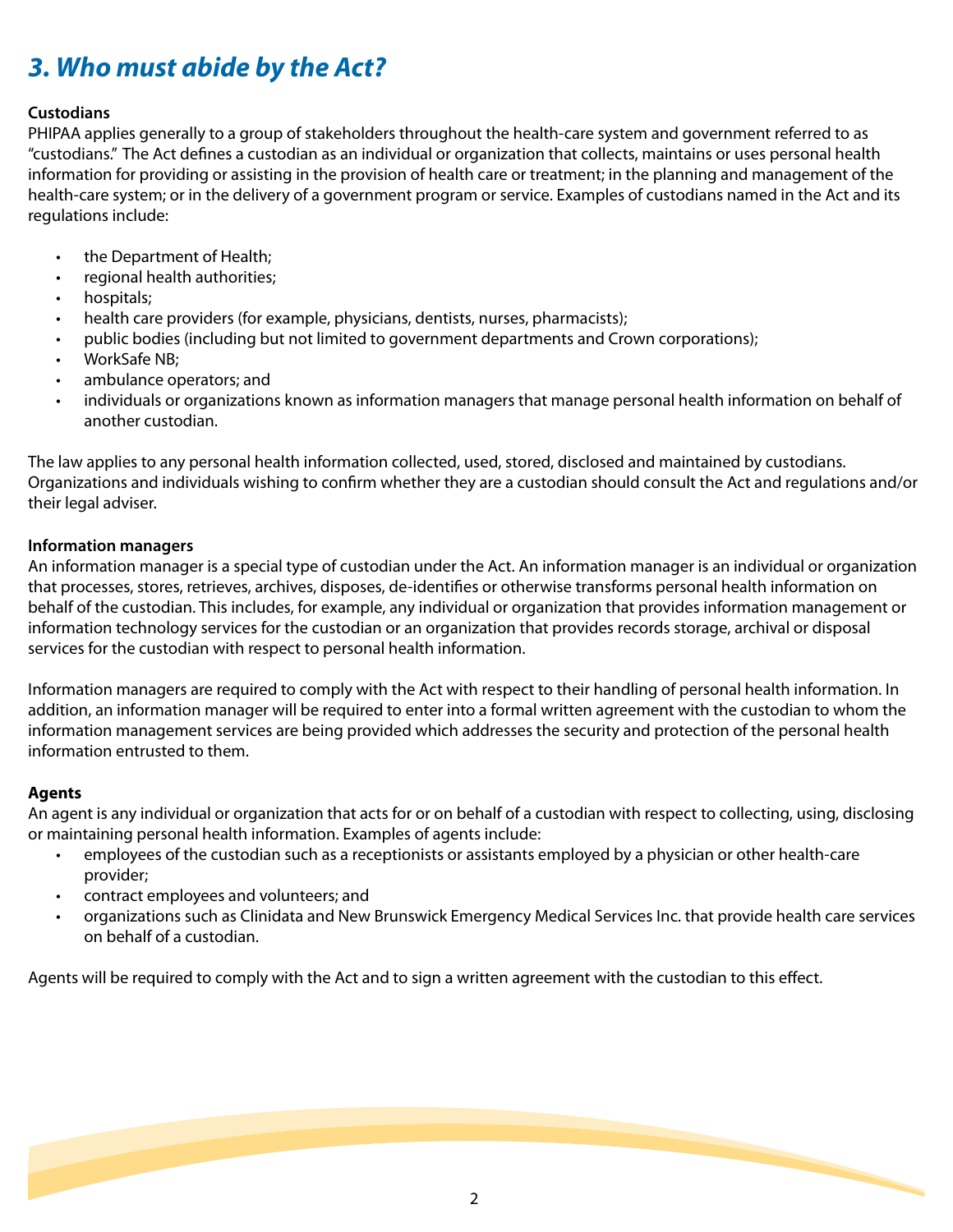## *3. Who must abide by the Act?*

**Custodians**

PHIPAA applies generally to a group of stakeholders throughout the health-care system and government referred to as "custodians." The Act defines a custodian as an individual or organization that collects, maintains or uses personal health information for providing or assisting in the provision of health care or treatment; in the planning and management of the health-care system; or in the delivery of a government program or service. Examples of custodians named in the Act and its regulations include:

- the Department of Health;
- regional health authorities;
- hospitals;
- health care providers (for example, physicians, dentists, nurses, pharmacists);
- public bodies (including but not limited to government departments and Crown corporations);
- WorkSafe NB;
- ambulance operators; and
- individuals or organizations known as information managers that manage personal health information on behalf of another custodian.

The law applies to any personal health information collected, used, stored, disclosed and maintained by custodians. Organizations and individuals wishing to confirm whether they are a custodian should consult the Act and regulations and/or their legal adviser.

**Information managers**

An information manager is a special type of custodian under the Act. An information manager is an individual or organization that processes, stores, retrieves, archives, disposes, de-identifies or otherwise transforms personal health information on behalf of the custodian. This includes, for example, any individual or organization that provides information management or information technology services for the custodian or an organization that provides records storage, archival or disposal services for the custodian with respect to personal health information.

Information managers are required to comply with the Act with respect to their handling of personal health information. In addition, an information manager will be required to enter into a formal written agreement with the custodian to whom the information management services are being provided which addresses the security and protection of the personal health information entrusted to them.

**Agents**

An agent is any individual or organization that acts for or on behalf of a custodian with respect to collecting, using, disclosing or maintaining personal health information. Examples of agents include:

- employees of the custodian such as a receptionists or assistants employed by a physician or other health-care provider;
- contract employees and volunteers; and
- organizations such as Clinidata and New Brunswick Emergency Medical Services Inc. that provide health care services on behalf of a custodian.

Agents will be required to comply with the Act and to sign a written agreement with the custodian to this effect.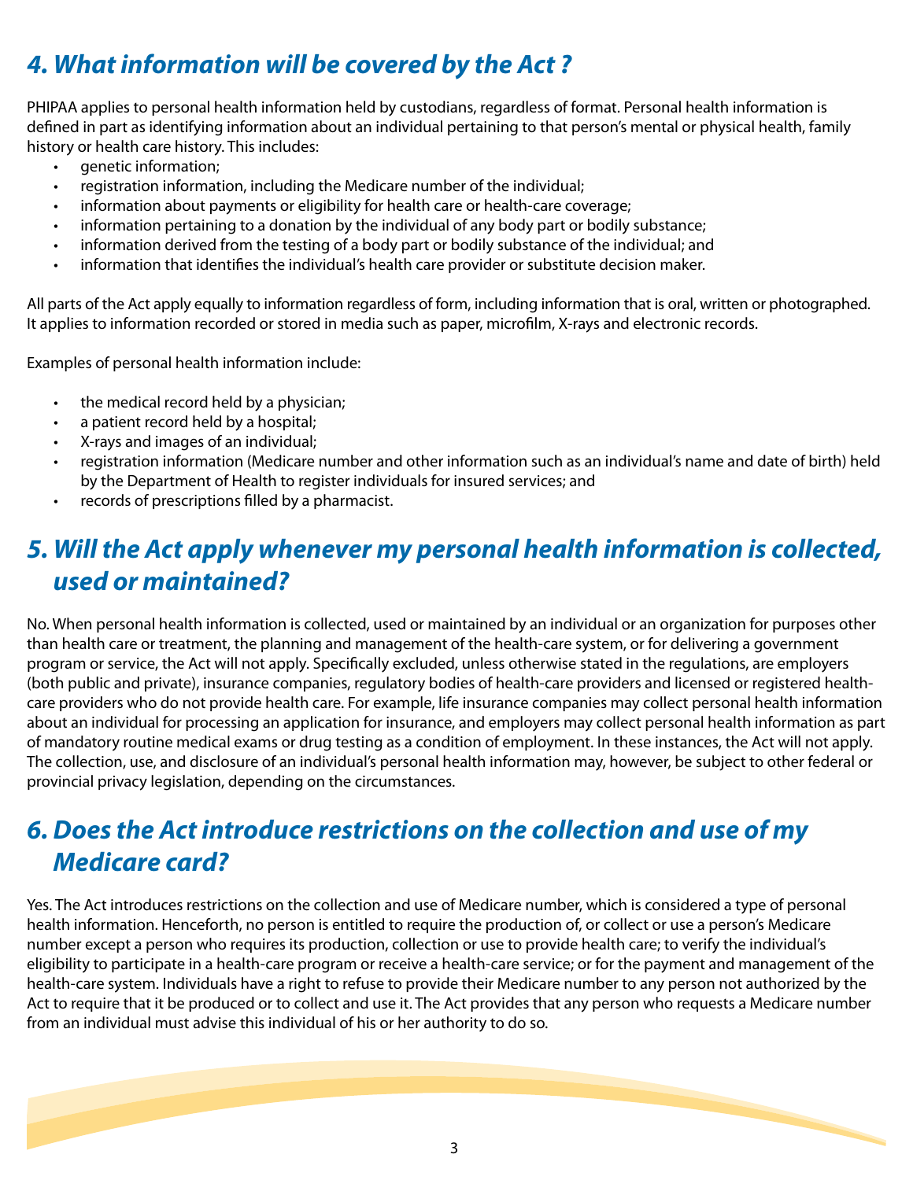## 4. What information will be covered by the Act ?

PHIPAA applies to personal health information held by custodians, regardless of format. Personal health information is defined in part as identifying information about an individual pertaining to that person's mental or physical health, family history or health care history. This includes:

- genetic information;
- registration information, including the Medicare number of the individual;
- information about payments or eligibility for health care or health-care coverage;
- information pertaining to a donation by the individual of any body part or bodily substance;
- information derived from the testing of a body part or bodily substance of the individual; and
- information that identifies the individual's health care provider or substitute decision maker.

All parts of the Act apply equally to information regardless of form, including information that is oral, written or photographed. It applies to information recorded or stored in media such as paper, microfilm, X-rays and electronic records.

Examples of personal health information include:

- the medical record held by a physician;
- a patient record held by a hospital;
- X-rays and images of an individual;
- registration information (Medicare number and other information such as an individual's name and date of birth) held by the Department of Health to register individuals for insured services; and
- records of prescriptions filled by a pharmacist.

## 5. Will the Act apply whenever my personal health information is collected, used or maintained?

No. When personal health information is collected, used or maintained by an individual or an organization for purposes other than health care or treatment, the planning and management of the health-care system, or for delivering a government program or service, the Act will not apply. Specifically excluded, unless otherwise stated in the regulations, are employers (both public and private), insurance companies, regulatory bodies of health-care providers and licensed or registered health-care providers who do not provide health care. For example, life insurance companies may collect personal health information about an individual for processing an application for insurance, and employers may collect personal health information as part of mandatory routine medical exams or drug testing as a condition of employment. In these instances, the Act will not apply. The collection, use, and disclosure of an individual's personal health information may, however, be subject to other federal or provincial privacy legislation, depending on the circumstances.

## 6. Does the Act introduce restrictions on the collection and use of my Medicare card?

Yes. The Act introduces restrictions on the collection and use of Medicare number, which is considered a type of personal health information. Henceforth, no person is entitled to require the production of, or collect or use a person's Medicare number except a person who requires its production, collection or use to provide health care; to verify the individual's eligibility to participate in a health-care program or receive a health-care service; or for the payment and management of the health-care system. Individuals have a right to refuse to provide their Medicare number to any person not authorized by the Act to require that it be produced or to collect and use it. The Act provides that any person who requests a Medicare number from an individual must advise this individual of his or her authority to do so.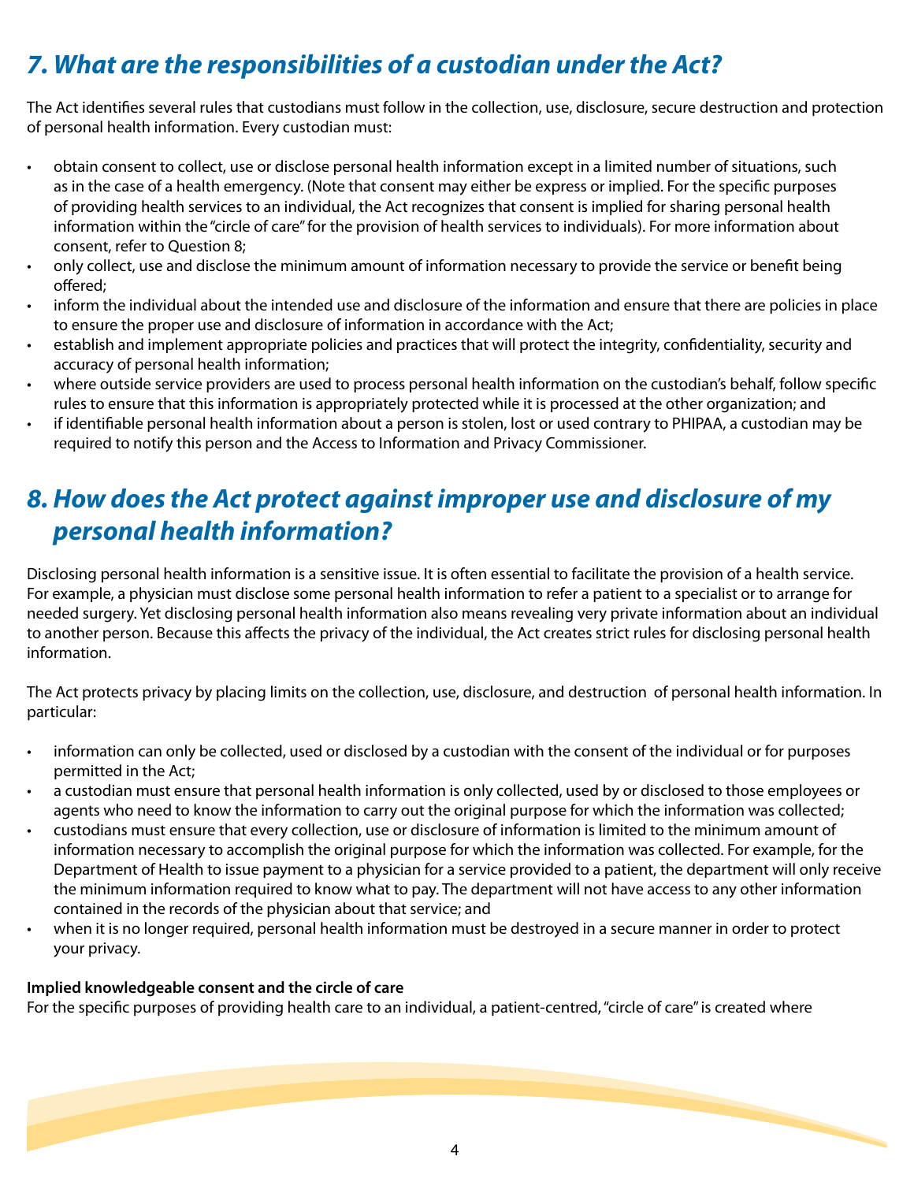## *7. What are the responsibilities of a custodian under the Act?*

The Act identifies several rules that custodians must follow in the collection, use, disclosure, secure destruction and protection of personal health information. Every custodian must:

- obtain consent to collect, use or disclose personal health information except in a limited number of situations, such as in the case of a health emergency. (Note that consent may either be express or implied. For the specific purposes of providing health services to an individual, the Act recognizes that consent is implied for sharing personal health information within the "circle of care" for the provision of health services to individuals). For more information about consent, refer to Question 8;
- only collect, use and disclose the minimum amount of information necessary to provide the service or benefit being offered;
- inform the individual about the intended use and disclosure of the information and ensure that there are policies in place to ensure the proper use and disclosure of information in accordance with the Act;
- establish and implement appropriate policies and practices that will protect the integrity, confidentiality, security and accuracy of personal health information;
- where outside service providers are used to process personal health information on the custodian's behalf, follow specific rules to ensure that this information is appropriately protected while it is processed at the other organization; and
- if identifiable personal health information about a person is stolen, lost or used contrary to PHIPAA, a custodian may be required to notify this person and the Access to Information and Privacy Commissioner.

## *8. How does the Act protect against improper use and disclosure of my personal health information?*

Disclosing personal health information is a sensitive issue. It is often essential to facilitate the provision of a health service. For example, a physician must disclose some personal health information to refer a patient to a specialist or to arrange for needed surgery. Yet disclosing personal health information also means revealing very private information about an individual to another person. Because this affects the privacy of the individual, the Act creates strict rules for disclosing personal health information.

The Act protects privacy by placing limits on the collection, use, disclosure, and destruction of personal health information. In particular:

- information can only be collected, used or disclosed by a custodian with the consent of the individual or for purposes permitted in the Act;
- a custodian must ensure that personal health information is only collected, used by or disclosed to those employees or agents who need to know the information to carry out the original purpose for which the information was collected;
- custodians must ensure that every collection, use or disclosure of information is limited to the minimum amount of information necessary to accomplish the original purpose for which the information was collected. For example, for the Department of Health to issue payment to a physician for a service provided to a patient, the department will only receive the minimum information required to know what to pay. The department will not have access to any other information contained in the records of the physician about that service; and
- when it is no longer required, personal health information must be destroyed in a secure manner in order to protect your privacy.

**Implied knowledgeable consent and the circle of care**

For the specific purposes of providing health care to an individual, a patient-centred, "circle of care" is created where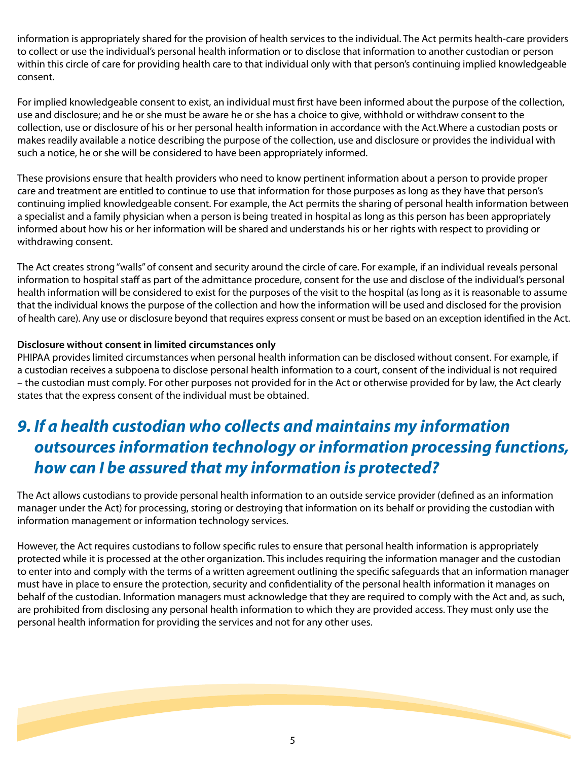information is appropriately shared for the provision of health services to the individual. The Act permits health-care providers to collect or use the individual's personal health information or to disclose that information to another custodian or person within this circle of care for providing health care to that individual only with that person's continuing implied knowledgeable consent.

For implied knowledgeable consent to exist, an individual must first have been informed about the purpose of the collection, use and disclosure; and he or she must be aware he or she has a choice to give, withhold or withdraw consent to the collection, use or disclosure of his or her personal health information in accordance with the Act.Where a custodian posts or makes readily available a notice describing the purpose of the collection, use and disclosure or provides the individual with such a notice, he or she will be considered to have been appropriately informed.

These provisions ensure that health providers who need to know pertinent information about a person to provide proper care and treatment are entitled to continue to use that information for those purposes as long as they have that person's continuing implied knowledgeable consent. For example, the Act permits the sharing of personal health information between a specialist and a family physician when a person is being treated in hospital as long as this person has been appropriately informed about how his or her information will be shared and understands his or her rights with respect to providing or withdrawing consent.

The Act creates strong "walls" of consent and security around the circle of care. For example, if an individual reveals personal information to hospital staff as part of the admittance procedure, consent for the use and disclose of the individual's personal health information will be considered to exist for the purposes of the visit to the hospital (as long as it is reasonable to assume that the individual knows the purpose of the collection and how the information will be used and disclosed for the provision of health care). Any use or disclosure beyond that requires express consent or must be based on an exception identified in the Act.

**Disclosure without consent in limited circumstances only**

PHIPAA provides limited circumstances when personal health information can be disclosed without consent. For example, if a custodian receives a subpoena to disclose personal health information to a court, consent of the individual is not required – the custodian must comply. For other purposes not provided for in the Act or otherwise provided for by law, the Act clearly states that the express consent of the individual must be obtained.

## *9. If a health custodian who collects and maintains my information outsources information technology or information processing functions, how can I be assured that my information is protected?*

The Act allows custodians to provide personal health information to an outside service provider (defined as an information manager under the Act) for processing, storing or destroying that information on its behalf or providing the custodian with information management or information technology services.

However, the Act requires custodians to follow specific rules to ensure that personal health information is appropriately protected while it is processed at the other organization. This includes requiring the information manager and the custodian to enter into and comply with the terms of a written agreement outlining the specific safeguards that an information manager must have in place to ensure the protection, security and confidentiality of the personal health information it manages on behalf of the custodian. Information managers must acknowledge that they are required to comply with the Act and, as such, are prohibited from disclosing any personal health information to which they are provided access. They must only use the personal health information for providing the services and not for any other uses.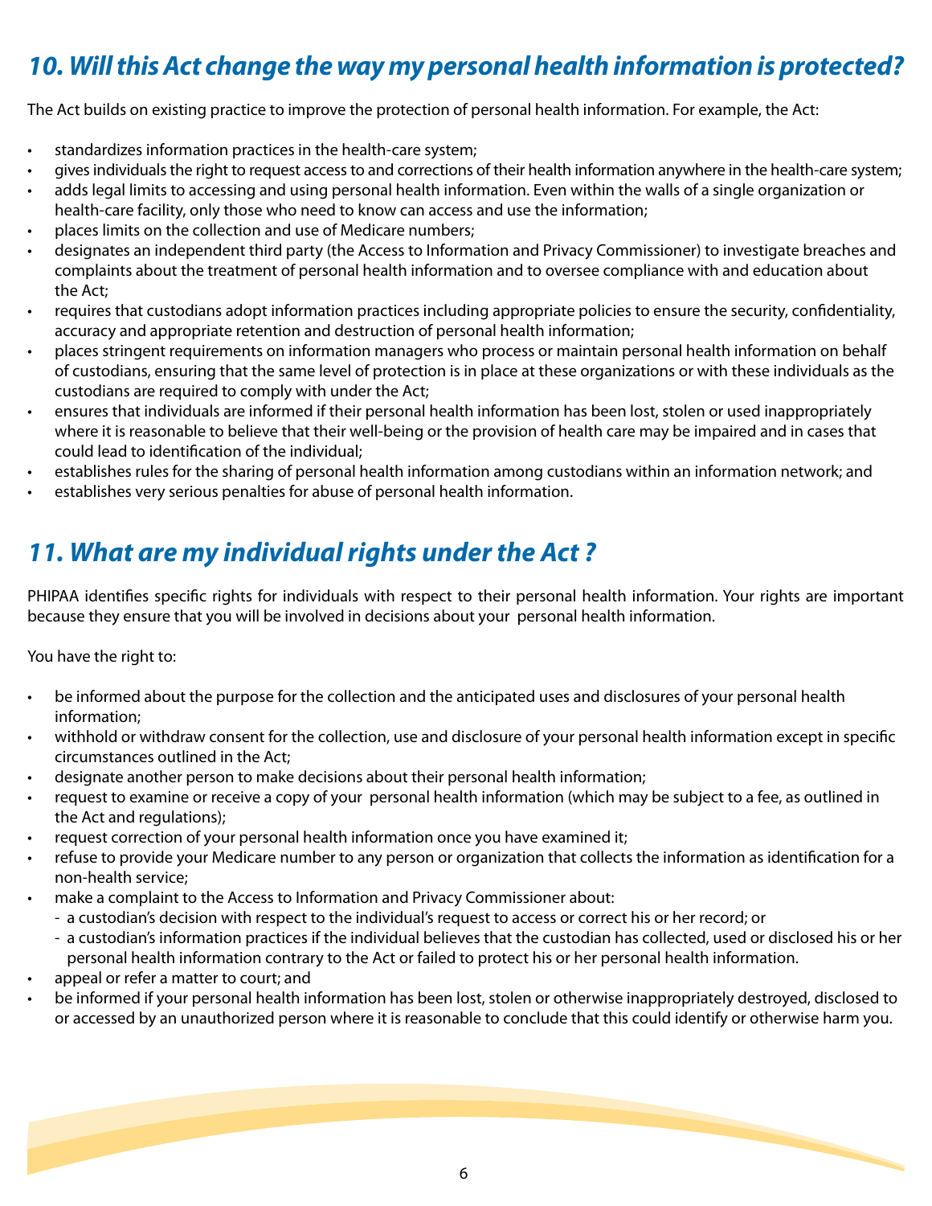## *10. Will this Act change the way my personal health information is protected?*

The Act builds on existing practice to improve the protection of personal health information. For example, the Act:

- standardizes information practices in the health-care system;
- gives individuals the right to request access to and corrections of their health information anywhere in the health-care system;
- adds legal limits to accessing and using personal health information. Even within the walls of a single organization or health-care facility, only those who need to know can access and use the information;
- places limits on the collection and use of Medicare numbers;
- designates an independent third party (the Access to Information and Privacy Commissioner) to investigate breaches and complaints about the treatment of personal health information and to oversee compliance with and education about the Act;
- requires that custodians adopt information practices including appropriate policies to ensure the security, confidentiality, accuracy and appropriate retention and destruction of personal health information;
- places stringent requirements on information managers who process or maintain personal health information on behalf of custodians, ensuring that the same level of protection is in place at these organizations or with these individuals as the custodians are required to comply with under the Act;
- ensures that individuals are informed if their personal health information has been lost, stolen or used inappropriately where it is reasonable to believe that their well-being or the provision of health care may be impaired and in cases that could lead to identification of the individual;
- establishes rules for the sharing of personal health information among custodians within an information network; and
- establishes very serious penalties for abuse of personal health information.

## *11. What are my individual rights under the Act ?*

PHIPAA identifies specific rights for individuals with respect to their personal health information. Your rights are important because they ensure that you will be involved in decisions about your personal health information.

You have the right to:

- be informed about the purpose for the collection and the anticipated uses and disclosures of your personal health information;
- withhold or withdraw consent for the collection, use and disclosure of your personal health information except in specific circumstances outlined in the Act;
- designate another person to make decisions about their personal health information;
- request to examine or receive a copy of your personal health information (which may be subject to a fee, as outlined in the Act and regulations);
- request correction of your personal health information once you have examined it;
- refuse to provide your Medicare number to any person or organization that collects the information as identification for a non-health service;
- make a complaint to the Access to Information and Privacy Commissioner about:
  - a custodian's decision with respect to the individual's request to access or correct his or her record; or
  - a custodian's information practices if the individual believes that the custodian has collected, used or disclosed his or her personal health information contrary to the Act or failed to protect his or her personal health information.
- appeal or refer a matter to court; and
- be informed if your personal health information has been lost, stolen or otherwise inappropriately destroyed, disclosed to or accessed by an unauthorized person where it is reasonable to conclude that this could identify or otherwise harm you.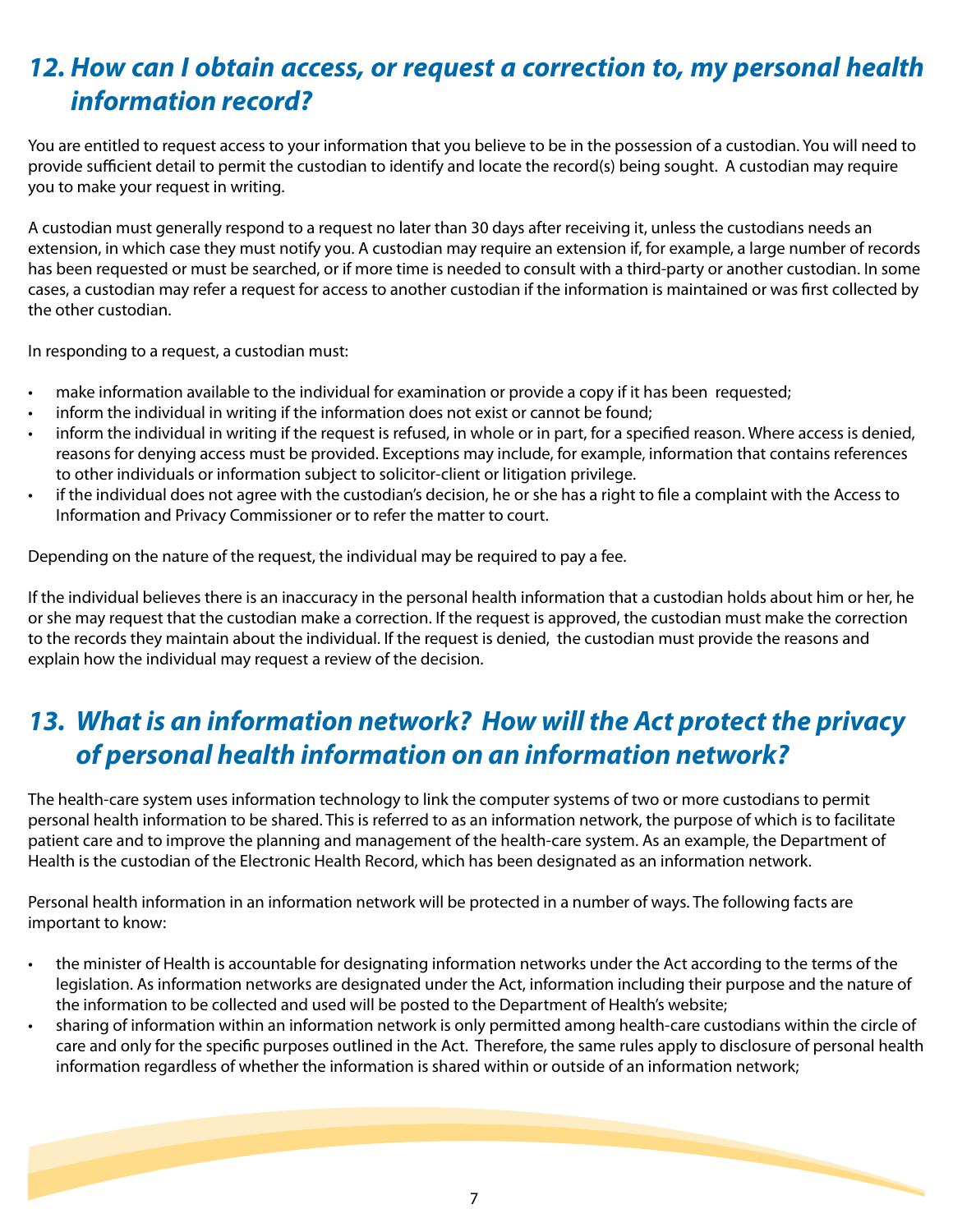## *12. How can I obtain access, or request a correction to, my personal health information record?*

You are entitled to request access to your information that you believe to be in the possession of a custodian. You will need to provide sufficient detail to permit the custodian to identify and locate the record(s) being sought. A custodian may require you to make your request in writing.

A custodian must generally respond to a request no later than 30 days after receiving it, unless the custodians needs an extension, in which case they must notify you. A custodian may require an extension if, for example, a large number of records has been requested or must be searched, or if more time is needed to consult with a third-party or another custodian. In some cases, a custodian may refer a request for access to another custodian if the information is maintained or was first collected by the other custodian.

In responding to a request, a custodian must:

- make information available to the individual for examination or provide a copy if it has been requested;
- inform the individual in writing if the information does not exist or cannot be found;
- inform the individual in writing if the request is refused, in whole or in part, for a specified reason. Where access is denied, reasons for denying access must be provided. Exceptions may include, for example, information that contains references to other individuals or information subject to solicitor-client or litigation privilege.
- if the individual does not agree with the custodian's decision, he or she has a right to file a complaint with the Access to Information and Privacy Commissioner or to refer the matter to court.

Depending on the nature of the request, the individual may be required to pay a fee.

If the individual believes there is an inaccuracy in the personal health information that a custodian holds about him or her, he or she may request that the custodian make a correction. If the request is approved, the custodian must make the correction to the records they maintain about the individual. If the request is denied, the custodian must provide the reasons and explain how the individual may request a review of the decision.

## *13. What is an information network? How will the Act protect the privacy of personal health information on an information network?*

The health-care system uses information technology to link the computer systems of two or more custodians to permit personal health information to be shared. This is referred to as an information network, the purpose of which is to facilitate patient care and to improve the planning and management of the health-care system. As an example, the Department of Health is the custodian of the Electronic Health Record, which has been designated as an information network.

Personal health information in an information network will be protected in a number of ways. The following facts are important to know:

- the minister of Health is accountable for designating information networks under the Act according to the terms of the legislation. As information networks are designated under the Act, information including their purpose and the nature of the information to be collected and used will be posted to the Department of Health's website;
- sharing of information within an information network is only permitted among health-care custodians within the circle of care and only for the specific purposes outlined in the Act. Therefore, the same rules apply to disclosure of personal health information regardless of whether the information is shared within or outside of an information network;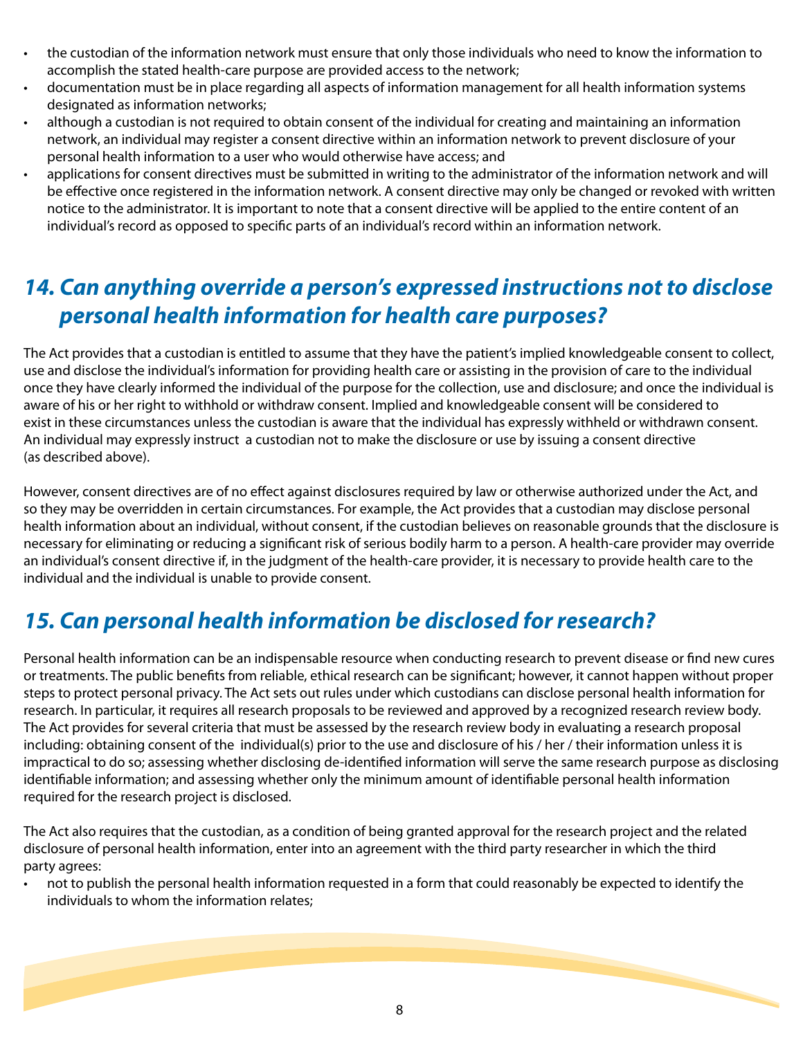- the custodian of the information network must ensure that only those individuals who need to know the information to accomplish the stated health-care purpose are provided access to the network;
- documentation must be in place regarding all aspects of information management for all health information systems designated as information networks;
- although a custodian is not required to obtain consent of the individual for creating and maintaining an information network, an individual may register a consent directive within an information network to prevent disclosure of your personal health information to a user who would otherwise have access; and
- applications for consent directives must be submitted in writing to the administrator of the information network and will be effective once registered in the information network. A consent directive may only be changed or revoked with written notice to the administrator. It is important to note that a consent directive will be applied to the entire content of an individual's record as opposed to specific parts of an individual's record within an information network.

## *14. Can anything override a person's expressed instructions not to disclose personal health information for health care purposes?*

The Act provides that a custodian is entitled to assume that they have the patient's implied knowledgeable consent to collect, use and disclose the individual's information for providing health care or assisting in the provision of care to the individual once they have clearly informed the individual of the purpose for the collection, use and disclosure; and once the individual is aware of his or her right to withhold or withdraw consent. Implied and knowledgeable consent will be considered to exist in these circumstances unless the custodian is aware that the individual has expressly withheld or withdrawn consent. An individual may expressly instruct a custodian not to make the disclosure or use by issuing a consent directive (as described above).

However, consent directives are of no effect against disclosures required by law or otherwise authorized under the Act, and so they may be overridden in certain circumstances. For example, the Act provides that a custodian may disclose personal health information about an individual, without consent, if the custodian believes on reasonable grounds that the disclosure is necessary for eliminating or reducing a significant risk of serious bodily harm to a person. A health-care provider may override an individual's consent directive if, in the judgment of the health-care provider, it is necessary to provide health care to the individual and the individual is unable to provide consent.

## *15. Can personal health information be disclosed for research?*

Personal health information can be an indispensable resource when conducting research to prevent disease or find new cures or treatments. The public benefits from reliable, ethical research can be significant; however, it cannot happen without proper steps to protect personal privacy. The Act sets out rules under which custodians can disclose personal health information for research. In particular, it requires all research proposals to be reviewed and approved by a recognized research review body. The Act provides for several criteria that must be assessed by the research review body in evaluating a research proposal including: obtaining consent of the individual(s) prior to the use and disclosure of his / her / their information unless it is impractical to do so; assessing whether disclosing de-identified information will serve the same research purpose as disclosing identifiable information; and assessing whether only the minimum amount of identifiable personal health information required for the research project is disclosed.

The Act also requires that the custodian, as a condition of being granted approval for the research project and the related disclosure of personal health information, enter into an agreement with the third party researcher in which the third party agrees:

- not to publish the personal health information requested in a form that could reasonably be expected to identify the individuals to whom the information relates;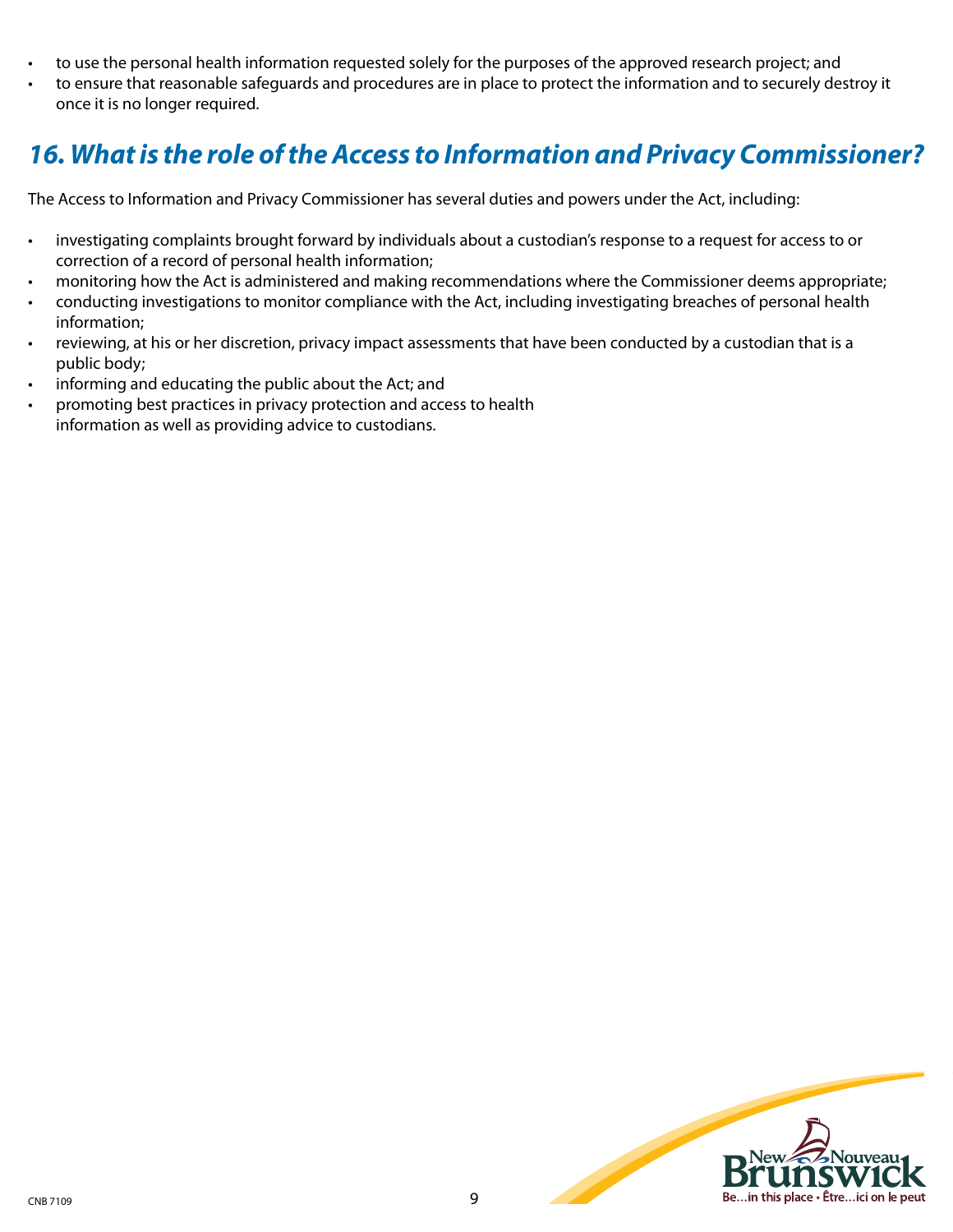- to use the personal health information requested solely for the purposes of the approved research project; and
- to ensure that reasonable safeguards and procedures are in place to protect the information and to securely destroy it once it is no longer required.

## *16. What is the role of the Access to Information and Privacy Commissioner?*

The Access to Information and Privacy Commissioner has several duties and powers under the Act, including:

- investigating complaints brought forward by individuals about a custodian's response to a request for access to or correction of a record of personal health information;
- monitoring how the Act is administered and making recommendations where the Commissioner deems appropriate;
- conducting investigations to monitor compliance with the Act, including investigating breaches of personal health information;
- reviewing, at his or her discretion, privacy impact assessments that have been conducted by a custodian that is a public body;
- informing and educating the public about the Act; and
- promoting best practices in privacy protection and access to health information as well as providing advice to custodians.

CNB 7109